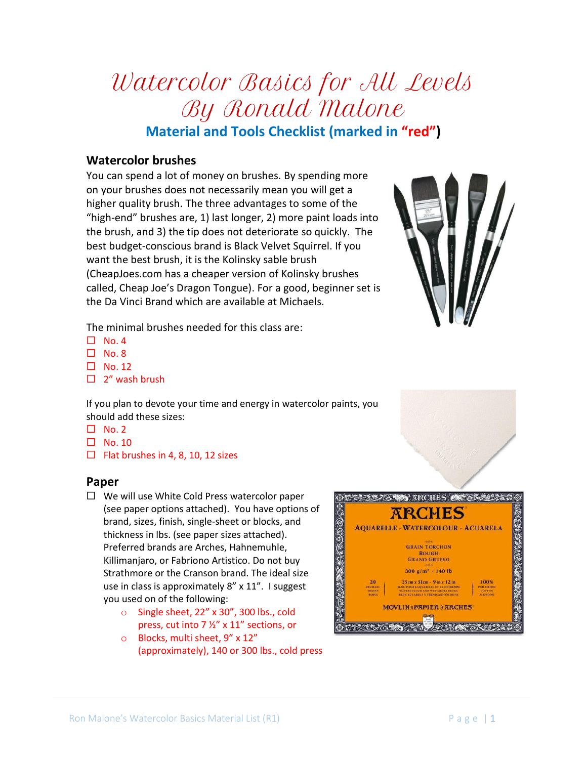# Watercolor Basics for All Levels
# By Ronald Malone

**Material and Tools Checklist (marked in "red")**

## Watercolor brushes

You can spend a lot of money on brushes. By spending more on your brushes does not necessarily mean you will get a higher quality brush. The three advantages to some of the "high-end" brushes are, 1) last longer, 2) more paint loads into the brush, and 3) the tip does not deteriorate so quickly. The best budget-conscious brand is Black Velvet Squirrel. If you want the best brush, it is the Kolinsky sable brush (CheapJoes.com has a cheaper version of Kolinsky brushes called, Cheap Joe's Dragon Tongue). For a good, beginner set is the Da Vinci Brand which are available at Michaels.

The minimal brushes needed for this class are:

- ☐ No. 4
- ☐ No. 8
- ☐ No. 12
- ☐ 2" wash brush

If you plan to devote your time and energy in watercolor paints, you should add these sizes:

- ☐ No. 2
- ☐ No. 10
- ☐ Flat brushes in 4, 8, 10, 12 sizes

## Paper

- ☐ We will use White Cold Press watercolor paper (see paper options attached). You have options of brand, sizes, finish, single-sheet or blocks, and thickness in lbs. (see paper sizes attached). Preferred brands are Arches, Hahnemuhle, Killimanjaro, or Fabriono Artistico. Do not buy Strathmore or the Cranson brand. The ideal size use in class is approximately 8" x 11". I suggest you used on of the following:
  - Single sheet, 22" x 30", 300 lbs., cold press, cut into 7 ½" x 11" sections, or
  - Blocks, multi sheet, 9" x 12" (approximately), 140 or 300 lbs., cold press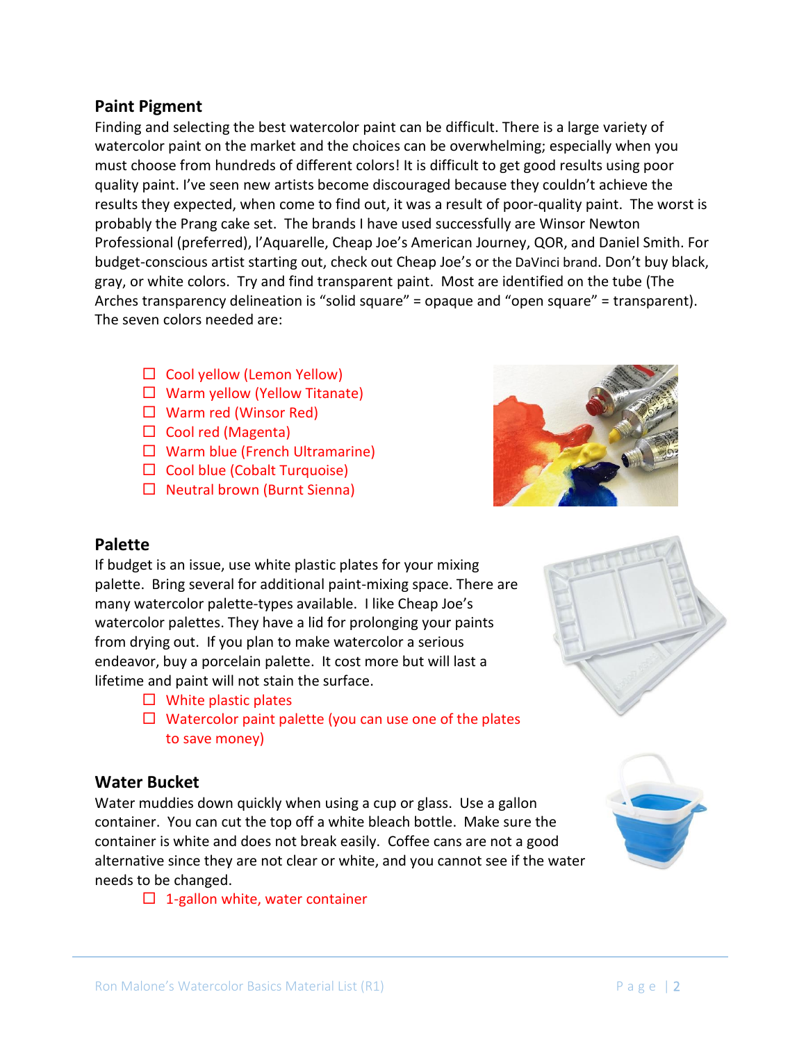## Paint Pigment

Finding and selecting the best watercolor paint can be difficult. There is a large variety of watercolor paint on the market and the choices can be overwhelming; especially when you must choose from hundreds of different colors! It is difficult to get good results using poor quality paint. I've seen new artists become discouraged because they couldn't achieve the results they expected, when come to find out, it was a result of poor-quality paint. The worst is probably the Prang cake set. The brands I have used successfully are Winsor Newton Professional (preferred), l'Aquarelle, Cheap Joe's American Journey, QOR, and Daniel Smith. For budget-conscious artist starting out, check out Cheap Joe's or the DaVinci brand. Don't buy black, gray, or white colors. Try and find transparent paint. Most are identified on the tube (The Arches transparency delineation is "solid square" = opaque and "open square" = transparent). The seven colors needed are:

- ☐ Cool yellow (Lemon Yellow)
- ☐ Warm yellow (Yellow Titanate)
- ☐ Warm red (Winsor Red)
- ☐ Cool red (Magenta)
- ☐ Warm blue (French Ultramarine)
- ☐ Cool blue (Cobalt Turquoise)
- ☐ Neutral brown (Burnt Sienna)

## Palette

If budget is an issue, use white plastic plates for your mixing palette. Bring several for additional paint-mixing space. There are many watercolor palette-types available. I like Cheap Joe's watercolor palettes. They have a lid for prolonging your paints from drying out. If you plan to make watercolor a serious endeavor, buy a porcelain palette. It cost more but will last a lifetime and paint will not stain the surface.

- ☐ White plastic plates
- ☐ Watercolor paint palette (you can use one of the plates to save money)

## Water Bucket

Water muddies down quickly when using a cup or glass. Use a gallon container. You can cut the top off a white bleach bottle. Make sure the container is white and does not break easily. Coffee cans are not a good alternative since they are not clear or white, and you cannot see if the water needs to be changed.

- ☐ 1-gallon white, water container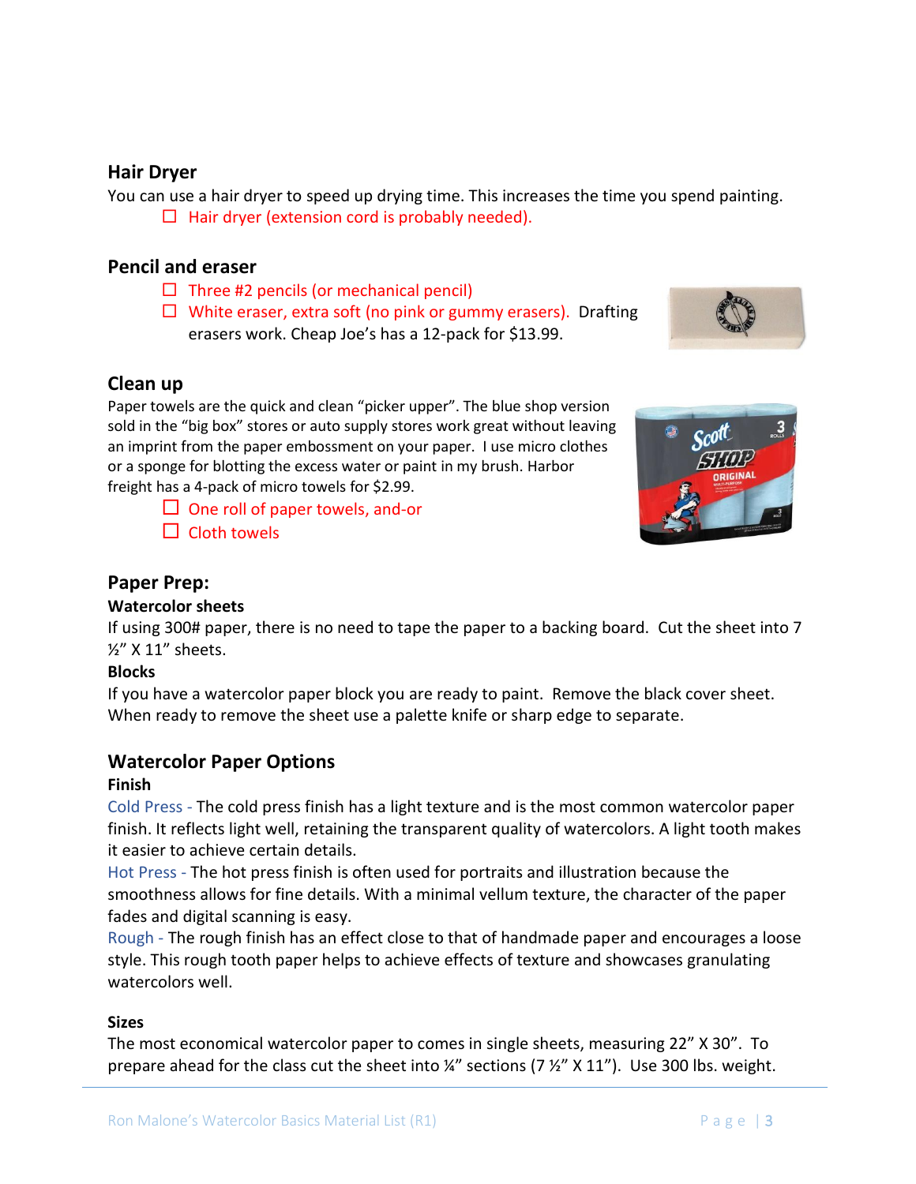## Hair Dryer

You can use a hair dryer to speed up drying time. This increases the time you spend painting.

- ☐ Hair dryer (extension cord is probably needed).

## Pencil and eraser

- ☐ Three #2 pencils (or mechanical pencil)
- ☐ White eraser, extra soft (no pink or gummy erasers). Drafting erasers work. Cheap Joe's has a 12-pack for $13.99.

## Clean up

Paper towels are the quick and clean "picker upper". The blue shop version sold in the "big box" stores or auto supply stores work great without leaving an imprint from the paper embossment on your paper. I use micro clothes or a sponge for blotting the excess water or paint in my brush. Harbor freight has a 4-pack of micro towels for $2.99.

- ☐ One roll of paper towels, and-or
- ☐ Cloth towels

## Paper Prep:

**Watercolor sheets**

If using 300# paper, there is no need to tape the paper to a backing board. Cut the sheet into 7 ½" X 11" sheets.

**Blocks**

If you have a watercolor paper block you are ready to paint. Remove the black cover sheet. When ready to remove the sheet use a palette knife or sharp edge to separate.

## Watercolor Paper Options

**Finish**

Cold Press - The cold press finish has a light texture and is the most common watercolor paper finish. It reflects light well, retaining the transparent quality of watercolors. A light tooth makes it easier to achieve certain details.

Hot Press - The hot press finish is often used for portraits and illustration because the smoothness allows for fine details. With a minimal vellum texture, the character of the paper fades and digital scanning is easy.

Rough - The rough finish has an effect close to that of handmade paper and encourages a loose style. This rough tooth paper helps to achieve effects of texture and showcases granulating watercolors well.

**Sizes**

The most economical watercolor paper to comes in single sheets, measuring 22" X 30". To prepare ahead for the class cut the sheet into ¼" sections (7 ½" X 11"). Use 300 lbs. weight.